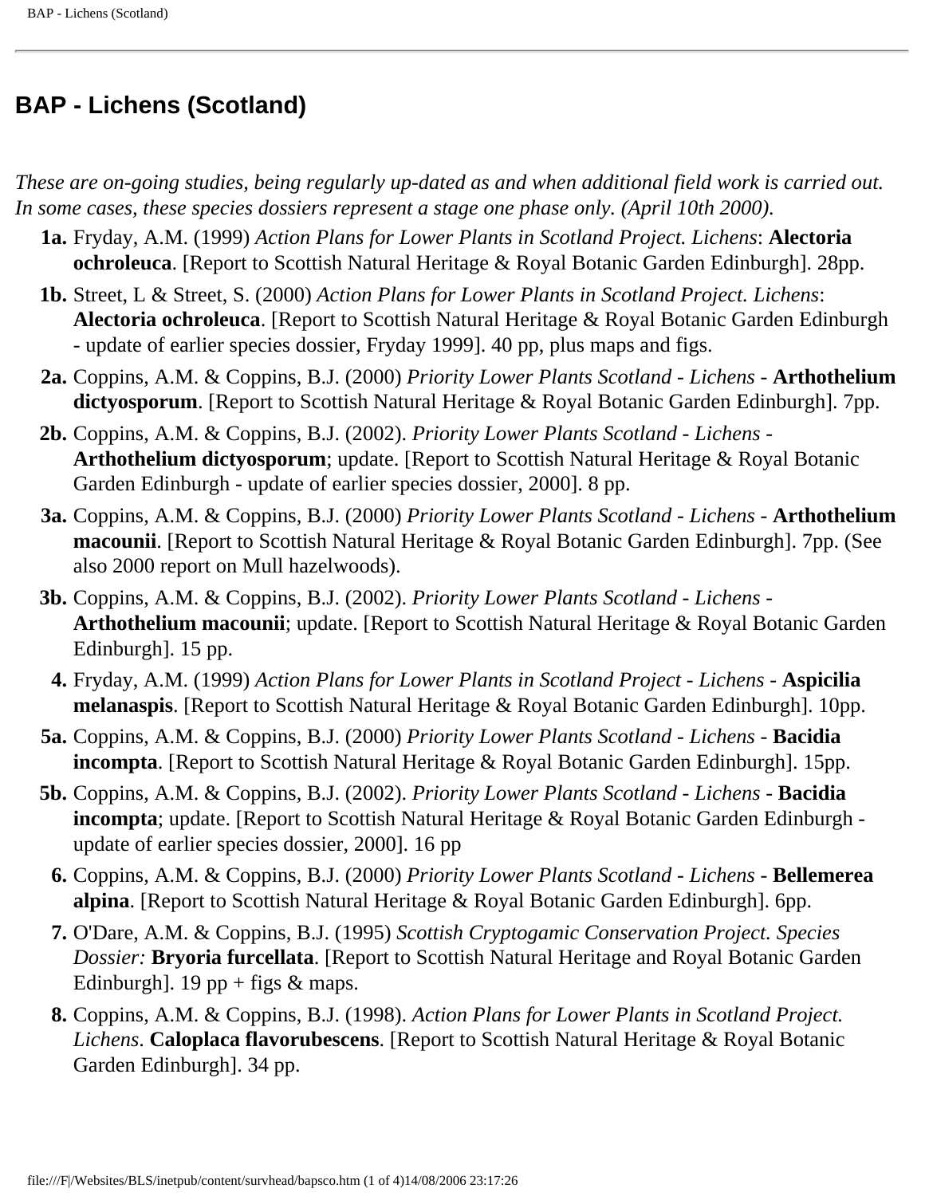# BAP - Lichens (Scotland)

*These are on-going studies, being regularly up-dated as and when additional field work is carried out. In some cases, these species dossiers represent a stage one phase only. (April 10th 2000).*

- **1a.** Fryday, A.M. (1999) *Action Plans for Lower Plants in Scotland Project. Lichens*: **Alectoria ochroleuca**. [Report to Scottish Natural Heritage & Royal Botanic Garden Edinburgh]. 28pp.
- **1b.** Street, L & Street, S. (2000) *Action Plans for Lower Plants in Scotland Project. Lichens*: **Alectoria ochroleuca**. [Report to Scottish Natural Heritage & Royal Botanic Garden Edinburgh - update of earlier species dossier, Fryday 1999]. 40 pp, plus maps and figs.
- **2a.** Coppins, A.M. & Coppins, B.J. (2000) *Priority Lower Plants Scotland - Lichens* - **Arthothelium dictyosporum**. [Report to Scottish Natural Heritage & Royal Botanic Garden Edinburgh]. 7pp.
- **2b.** Coppins, A.M. & Coppins, B.J. (2002). *Priority Lower Plants Scotland - Lichens* - **Arthothelium dictyosporum**; update. [Report to Scottish Natural Heritage & Royal Botanic Garden Edinburgh - update of earlier species dossier, 2000]. 8 pp.
- **3a.** Coppins, A.M. & Coppins, B.J. (2000) *Priority Lower Plants Scotland - Lichens* - **Arthothelium macounii**. [Report to Scottish Natural Heritage & Royal Botanic Garden Edinburgh]. 7pp. (See also 2000 report on Mull hazelwoods).
- **3b.** Coppins, A.M. & Coppins, B.J. (2002). *Priority Lower Plants Scotland - Lichens* - **Arthothelium macounii**; update. [Report to Scottish Natural Heritage & Royal Botanic Garden Edinburgh]. 15 pp.
- **4.** Fryday, A.M. (1999) *Action Plans for Lower Plants in Scotland Project - Lichens* - **Aspicilia melanaspis**. [Report to Scottish Natural Heritage & Royal Botanic Garden Edinburgh]. 10pp.
- **5a.** Coppins, A.M. & Coppins, B.J. (2000) *Priority Lower Plants Scotland - Lichens* - **Bacidia incompta**. [Report to Scottish Natural Heritage & Royal Botanic Garden Edinburgh]. 15pp.
- **5b.** Coppins, A.M. & Coppins, B.J. (2002). *Priority Lower Plants Scotland - Lichens* - **Bacidia incompta**; update. [Report to Scottish Natural Heritage & Royal Botanic Garden Edinburgh - update of earlier species dossier, 2000]. 16 pp
- **6.** Coppins, A.M. & Coppins, B.J. (2000) *Priority Lower Plants Scotland - Lichens* - **Bellemerea alpina**. [Report to Scottish Natural Heritage & Royal Botanic Garden Edinburgh]. 6pp.
- **7.** O'Dare, A.M. & Coppins, B.J. (1995) *Scottish Cryptogamic Conservation Project. Species Dossier:* **Bryoria furcellata**. [Report to Scottish Natural Heritage and Royal Botanic Garden Edinburgh]. 19 pp + figs & maps.
- **8.** Coppins, A.M. & Coppins, B.J. (1998). *Action Plans for Lower Plants in Scotland Project. Lichens*. **Caloplaca flavorubescens**. [Report to Scottish Natural Heritage & Royal Botanic Garden Edinburgh]. 34 pp.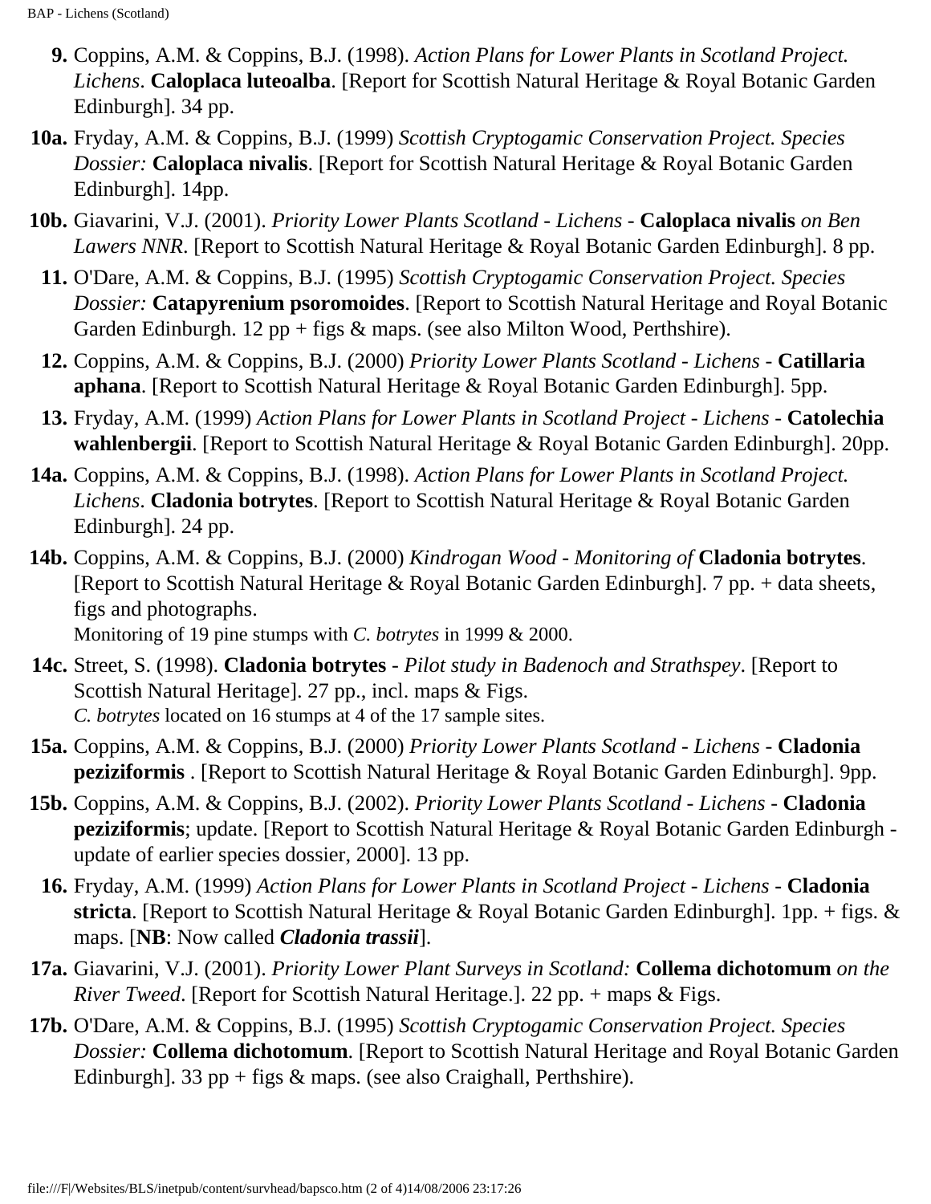**9.** Coppins, A.M. & Coppins, B.J. (1998). *Action Plans for Lower Plants in Scotland Project. Lichens*. **Caloplaca luteoalba**. [Report for Scottish Natural Heritage & Royal Botanic Garden Edinburgh]. 34 pp.

**10a.** Fryday, A.M. & Coppins, B.J. (1999) *Scottish Cryptogamic Conservation Project. Species Dossier:* **Caloplaca nivalis**. [Report for Scottish Natural Heritage & Royal Botanic Garden Edinburgh]. 14pp.

**10b.** Giavarini, V.J. (2001). *Priority Lower Plants Scotland - Lichens -* **Caloplaca nivalis** *on Ben Lawers NNR*. [Report to Scottish Natural Heritage & Royal Botanic Garden Edinburgh]. 8 pp.

**11.** O'Dare, A.M. & Coppins, B.J. (1995) *Scottish Cryptogamic Conservation Project. Species Dossier:* **Catapyrenium psoromoides**. [Report to Scottish Natural Heritage and Royal Botanic Garden Edinburgh. 12 pp + figs & maps. (see also Milton Wood, Perthshire).

**12.** Coppins, A.M. & Coppins, B.J. (2000) *Priority Lower Plants Scotland - Lichens -* **Catillaria aphana**. [Report to Scottish Natural Heritage & Royal Botanic Garden Edinburgh]. 5pp.

**13.** Fryday, A.M. (1999) *Action Plans for Lower Plants in Scotland Project - Lichens -* **Catolechia wahlenbergii**. [Report to Scottish Natural Heritage & Royal Botanic Garden Edinburgh]. 20pp.

**14a.** Coppins, A.M. & Coppins, B.J. (1998). *Action Plans for Lower Plants in Scotland Project. Lichens*. **Cladonia botrytes**. [Report to Scottish Natural Heritage & Royal Botanic Garden Edinburgh]. 24 pp.

**14b.** Coppins, A.M. & Coppins, B.J. (2000) *Kindrogan Wood - Monitoring of* **Cladonia botrytes**. [Report to Scottish Natural Heritage & Royal Botanic Garden Edinburgh]. 7 pp. + data sheets, figs and photographs.
Monitoring of 19 pine stumps with *C. botrytes* in 1999 & 2000.

**14c.** Street, S. (1998). **Cladonia botrytes** - *Pilot study in Badenoch and Strathspey*. [Report to Scottish Natural Heritage]. 27 pp., incl. maps & Figs.
*C. botrytes* located on 16 stumps at 4 of the 17 sample sites.

**15a.** Coppins, A.M. & Coppins, B.J. (2000) *Priority Lower Plants Scotland - Lichens -* **Cladonia peziziformis** . [Report to Scottish Natural Heritage & Royal Botanic Garden Edinburgh]. 9pp.

**15b.** Coppins, A.M. & Coppins, B.J. (2002). *Priority Lower Plants Scotland - Lichens -* **Cladonia peziziformis**; update. [Report to Scottish Natural Heritage & Royal Botanic Garden Edinburgh - update of earlier species dossier, 2000]. 13 pp.

**16.** Fryday, A.M. (1999) *Action Plans for Lower Plants in Scotland Project - Lichens -* **Cladonia stricta**. [Report to Scottish Natural Heritage & Royal Botanic Garden Edinburgh]. 1pp. + figs. & maps. [**NB**: Now called ***Cladonia trassii***].

**17a.** Giavarini, V.J. (2001). *Priority Lower Plant Surveys in Scotland:* **Collema dichotomum** *on the River Tweed*. [Report for Scottish Natural Heritage.]. 22 pp. + maps & Figs.

**17b.** O'Dare, A.M. & Coppins, B.J. (1995) *Scottish Cryptogamic Conservation Project. Species Dossier:* **Collema dichotomum**. [Report to Scottish Natural Heritage and Royal Botanic Garden Edinburgh]. 33 pp + figs & maps. (see also Craighall, Perthshire).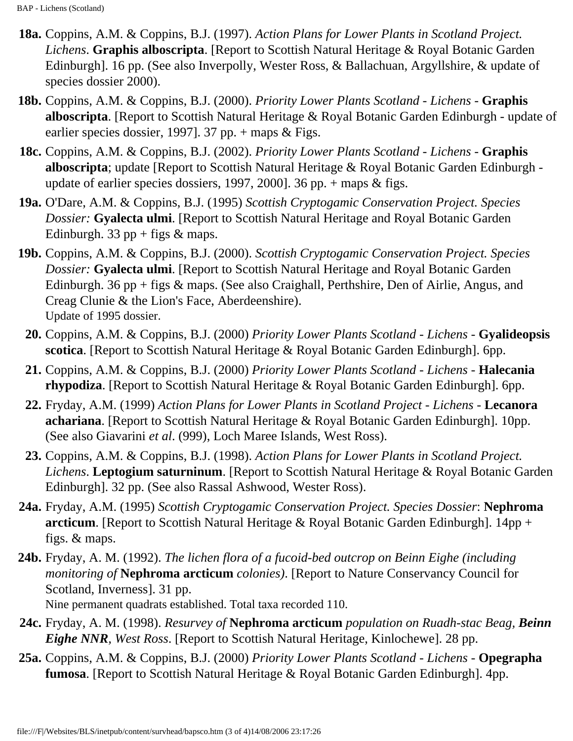**18a.** Coppins, A.M. & Coppins, B.J. (1997). *Action Plans for Lower Plants in Scotland Project. Lichens*. **Graphis alboscripta**. [Report to Scottish Natural Heritage & Royal Botanic Garden Edinburgh]. 16 pp. (See also Inverpolly, Wester Ross, & Ballachuan, Argyllshire, & update of species dossier 2000).

**18b.** Coppins, A.M. & Coppins, B.J. (2000). *Priority Lower Plants Scotland - Lichens* - **Graphis alboscripta**. [Report to Scottish Natural Heritage & Royal Botanic Garden Edinburgh - update of earlier species dossier, 1997]. 37 pp. + maps & Figs.

**18c.** Coppins, A.M. & Coppins, B.J. (2002). *Priority Lower Plants Scotland - Lichens* - **Graphis alboscripta**; update [Report to Scottish Natural Heritage & Royal Botanic Garden Edinburgh - update of earlier species dossiers, 1997, 2000]. 36 pp. + maps & figs.

**19a.** O'Dare, A.M. & Coppins, B.J. (1995) *Scottish Cryptogamic Conservation Project. Species Dossier:* **Gyalecta ulmi**. [Report to Scottish Natural Heritage and Royal Botanic Garden Edinburgh. 33 pp + figs & maps.

**19b.** Coppins, A.M. & Coppins, B.J. (2000). *Scottish Cryptogamic Conservation Project. Species Dossier:* **Gyalecta ulmi**. [Report to Scottish Natural Heritage and Royal Botanic Garden Edinburgh. 36 pp + figs & maps. (See also Craighall, Perthshire, Den of Airlie, Angus, and Creag Clunie & the Lion's Face, Aberdeenshire).
Update of 1995 dossier.

**20.** Coppins, A.M. & Coppins, B.J. (2000) *Priority Lower Plants Scotland - Lichens* - **Gyalideopsis scotica**. [Report to Scottish Natural Heritage & Royal Botanic Garden Edinburgh]. 6pp.

**21.** Coppins, A.M. & Coppins, B.J. (2000) *Priority Lower Plants Scotland - Lichens* - **Halecania rhypodiza**. [Report to Scottish Natural Heritage & Royal Botanic Garden Edinburgh]. 6pp.

**22.** Fryday, A.M. (1999) *Action Plans for Lower Plants in Scotland Project - Lichens* - **Lecanora achariana**. [Report to Scottish Natural Heritage & Royal Botanic Garden Edinburgh]. 10pp. (See also Giavarini *et al*. (999), Loch Maree Islands, West Ross).

**23.** Coppins, A.M. & Coppins, B.J. (1998). *Action Plans for Lower Plants in Scotland Project. Lichens*. **Leptogium saturninum**. [Report to Scottish Natural Heritage & Royal Botanic Garden Edinburgh]. 32 pp. (See also Rassal Ashwood, Wester Ross).

**24a.** Fryday, A.M. (1995) *Scottish Cryptogamic Conservation Project. Species Dossier*: **Nephroma arcticum**. [Report to Scottish Natural Heritage & Royal Botanic Garden Edinburgh]. 14pp + figs. & maps.

**24b.** Fryday, A. M. (1992). *The lichen flora of a fucoid-bed outcrop on Beinn Eighe (including monitoring of* **Nephroma arcticum** *colonies)*. [Report to Nature Conservancy Council for Scotland, Inverness]. 31 pp.
Nine permanent quadrats established. Total taxa recorded 110.

**24c.** Fryday, A. M. (1998). *Resurvey of* **Nephroma arcticum** *population on Ruadh-stac Beag,* ***Beinn Eighe NNR****, West Ross*. [Report to Scottish Natural Heritage, Kinlochewe]. 28 pp.

**25a.** Coppins, A.M. & Coppins, B.J. (2000) *Priority Lower Plants Scotland - Lichens* - **Opegrapha fumosa**. [Report to Scottish Natural Heritage & Royal Botanic Garden Edinburgh]. 4pp.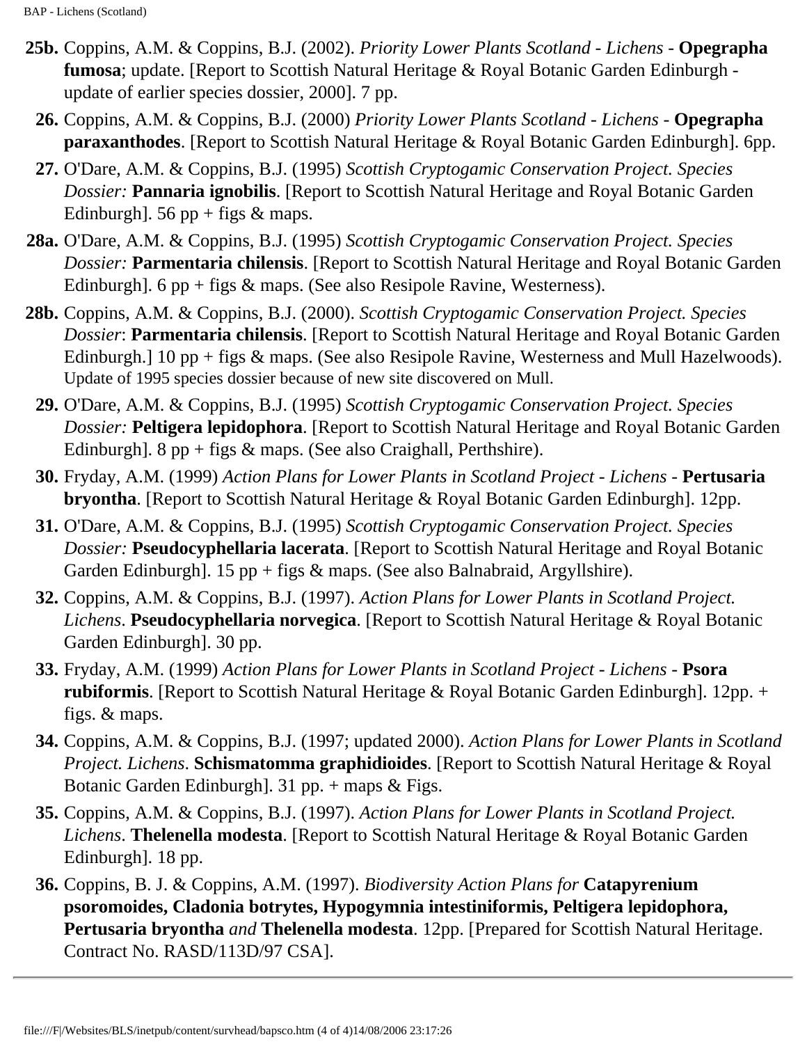**25b.** Coppins, A.M. & Coppins, B.J. (2002). *Priority Lower Plants Scotland - Lichens* - **Opegrapha fumosa**; update. [Report to Scottish Natural Heritage & Royal Botanic Garden Edinburgh - update of earlier species dossier, 2000]. 7 pp.

**26.** Coppins, A.M. & Coppins, B.J. (2000) *Priority Lower Plants Scotland - Lichens* - **Opegrapha paraxanthodes**. [Report to Scottish Natural Heritage & Royal Botanic Garden Edinburgh]. 6pp.

**27.** O'Dare, A.M. & Coppins, B.J. (1995) *Scottish Cryptogamic Conservation Project. Species Dossier:* **Pannaria ignobilis**. [Report to Scottish Natural Heritage and Royal Botanic Garden Edinburgh]. 56 pp + figs & maps.

**28a.** O'Dare, A.M. & Coppins, B.J. (1995) *Scottish Cryptogamic Conservation Project. Species Dossier:* **Parmentaria chilensis**. [Report to Scottish Natural Heritage and Royal Botanic Garden Edinburgh]. 6 pp + figs & maps. (See also Resipole Ravine, Westerness).

**28b.** Coppins, A.M. & Coppins, B.J. (2000). *Scottish Cryptogamic Conservation Project. Species Dossier*: **Parmentaria chilensis**. [Report to Scottish Natural Heritage and Royal Botanic Garden Edinburgh.] 10 pp + figs & maps. (See also Resipole Ravine, Westerness and Mull Hazelwoods). Update of 1995 species dossier because of new site discovered on Mull.

**29.** O'Dare, A.M. & Coppins, B.J. (1995) *Scottish Cryptogamic Conservation Project. Species Dossier:* **Peltigera lepidophora**. [Report to Scottish Natural Heritage and Royal Botanic Garden Edinburgh]. 8 pp + figs & maps. (See also Craighall, Perthshire).

**30.** Fryday, A.M. (1999) *Action Plans for Lower Plants in Scotland Project - Lichens* - **Pertusaria bryontha**. [Report to Scottish Natural Heritage & Royal Botanic Garden Edinburgh]. 12pp.

**31.** O'Dare, A.M. & Coppins, B.J. (1995) *Scottish Cryptogamic Conservation Project. Species Dossier:* **Pseudocyphellaria lacerata**. [Report to Scottish Natural Heritage and Royal Botanic Garden Edinburgh]. 15 pp + figs & maps. (See also Balnabraid, Argyllshire).

**32.** Coppins, A.M. & Coppins, B.J. (1997). *Action Plans for Lower Plants in Scotland Project. Lichens*. **Pseudocyphellaria norvegica**. [Report to Scottish Natural Heritage & Royal Botanic Garden Edinburgh]. 30 pp.

**33.** Fryday, A.M. (1999) *Action Plans for Lower Plants in Scotland Project - Lichens* - **Psora rubiformis**. [Report to Scottish Natural Heritage & Royal Botanic Garden Edinburgh]. 12pp. + figs. & maps.

**34.** Coppins, A.M. & Coppins, B.J. (1997; updated 2000). *Action Plans for Lower Plants in Scotland Project. Lichens*. **Schismatomma graphidioides**. [Report to Scottish Natural Heritage & Royal Botanic Garden Edinburgh]. 31 pp. + maps & Figs.

**35.** Coppins, A.M. & Coppins, B.J. (1997). *Action Plans for Lower Plants in Scotland Project. Lichens*. **Thelenella modesta**. [Report to Scottish Natural Heritage & Royal Botanic Garden Edinburgh]. 18 pp.

**36.** Coppins, B. J. & Coppins, A.M. (1997). *Biodiversity Action Plans for* **Catapyrenium psoromoides, Cladonia botrytes, Hypogymnia intestiniformis, Peltigera lepidophora, Pertusaria bryontha** *and* **Thelenella modesta**. 12pp. [Prepared for Scottish Natural Heritage. Contract No. RASD/113D/97 CSA].